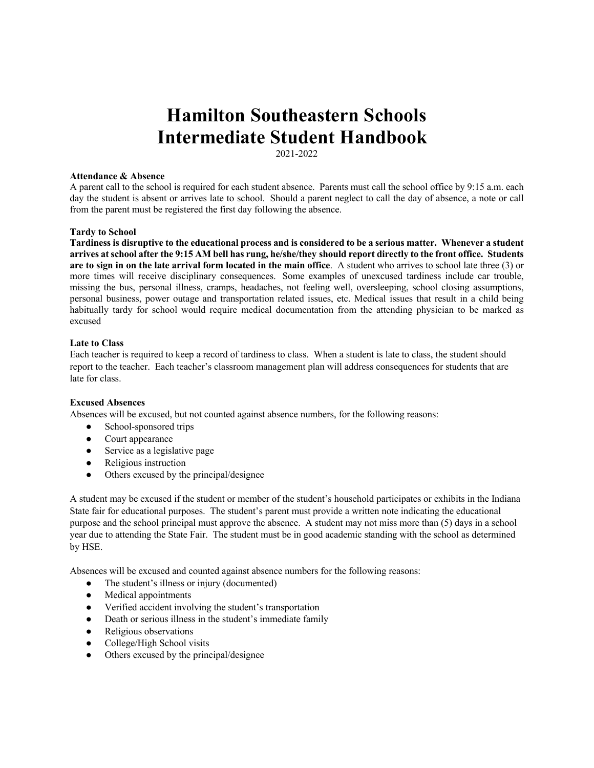# Hamilton Southeastern Schools
# Intermediate Student Handbook

2021-2022

**Attendance & Absence**

A parent call to the school is required for each student absence. Parents must call the school office by 9:15 a.m. each day the student is absent or arrives late to school. Should a parent neglect to call the day of absence, a note or call from the parent must be registered the first day following the absence.

**Tardy to School**

**Tardiness is disruptive to the educational process and is considered to be a serious matter. Whenever a student arrives at school after the 9:15 AM bell has rung, he/she/they should report directly to the front office. Students are to sign in on the late arrival form located in the main office**. A student who arrives to school late three (3) or more times will receive disciplinary consequences. Some examples of unexcused tardiness include car trouble, missing the bus, personal illness, cramps, headaches, not feeling well, oversleeping, school closing assumptions, personal business, power outage and transportation related issues, etc. Medical issues that result in a child being habitually tardy for school would require medical documentation from the attending physician to be marked as excused

**Late to Class**

Each teacher is required to keep a record of tardiness to class. When a student is late to class, the student should report to the teacher. Each teacher's classroom management plan will address consequences for students that are late for class.

**Excused Absences**

Absences will be excused, but not counted against absence numbers, for the following reasons:

- School-sponsored trips
- Court appearance
- Service as a legislative page
- Religious instruction
- Others excused by the principal/designee

A student may be excused if the student or member of the student's household participates or exhibits in the Indiana State fair for educational purposes. The student's parent must provide a written note indicating the educational purpose and the school principal must approve the absence. A student may not miss more than (5) days in a school year due to attending the State Fair. The student must be in good academic standing with the school as determined by HSE.

Absences will be excused and counted against absence numbers for the following reasons:

- The student's illness or injury (documented)
- Medical appointments
- Verified accident involving the student's transportation
- Death or serious illness in the student's immediate family
- Religious observations
- College/High School visits
- Others excused by the principal/designee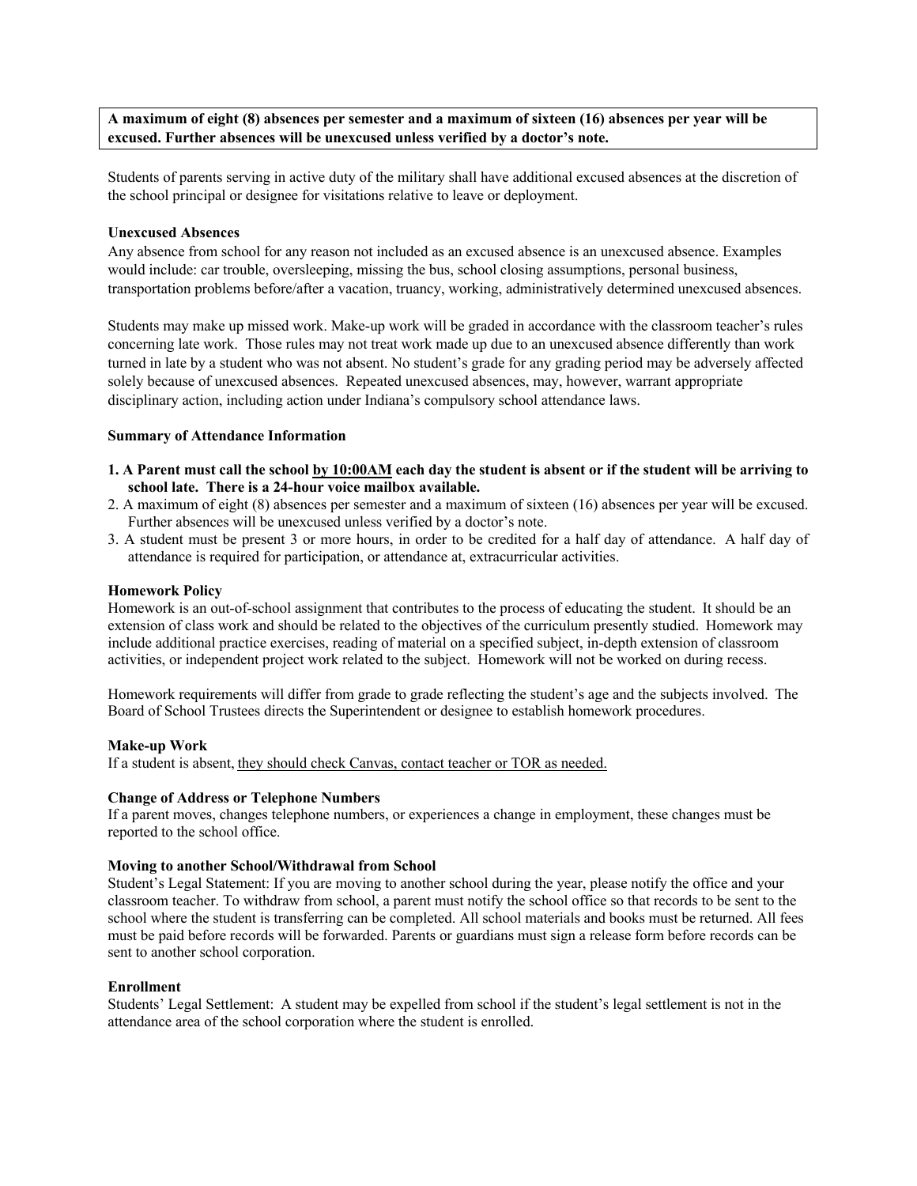**A maximum of eight (8) absences per semester and a maximum of sixteen (16) absences per year will be excused. Further absences will be unexcused unless verified by a doctor's note.**

Students of parents serving in active duty of the military shall have additional excused absences at the discretion of the school principal or designee for visitations relative to leave or deployment.

**Unexcused Absences**

Any absence from school for any reason not included as an excused absence is an unexcused absence. Examples would include: car trouble, oversleeping, missing the bus, school closing assumptions, personal business, transportation problems before/after a vacation, truancy, working, administratively determined unexcused absences.

Students may make up missed work. Make-up work will be graded in accordance with the classroom teacher's rules concerning late work. Those rules may not treat work made up due to an unexcused absence differently than work turned in late by a student who was not absent. No student's grade for any grading period may be adversely affected solely because of unexcused absences. Repeated unexcused absences, may, however, warrant appropriate disciplinary action, including action under Indiana's compulsory school attendance laws.

**Summary of Attendance Information**

1. **A Parent must call the school by 10:00AM each day the student is absent or if the student will be arriving to school late. There is a 24-hour voice mailbox available.**
2. A maximum of eight (8) absences per semester and a maximum of sixteen (16) absences per year will be excused. Further absences will be unexcused unless verified by a doctor's note.
3. A student must be present 3 or more hours, in order to be credited for a half day of attendance. A half day of attendance is required for participation, or attendance at, extracurricular activities.

**Homework Policy**

Homework is an out-of-school assignment that contributes to the process of educating the student. It should be an extension of class work and should be related to the objectives of the curriculum presently studied. Homework may include additional practice exercises, reading of material on a specified subject, in-depth extension of classroom activities, or independent project work related to the subject. Homework will not be worked on during recess.

Homework requirements will differ from grade to grade reflecting the student's age and the subjects involved. The Board of School Trustees directs the Superintendent or designee to establish homework procedures.

**Make-up Work**

If a student is absent, they should check Canvas, contact teacher or TOR as needed.

**Change of Address or Telephone Numbers**

If a parent moves, changes telephone numbers, or experiences a change in employment, these changes must be reported to the school office.

**Moving to another School/Withdrawal from School**

Student's Legal Statement: If you are moving to another school during the year, please notify the office and your classroom teacher. To withdraw from school, a parent must notify the school office so that records to be sent to the school where the student is transferring can be completed. All school materials and books must be returned. All fees must be paid before records will be forwarded. Parents or guardians must sign a release form before records can be sent to another school corporation.

**Enrollment**

Students' Legal Settlement: A student may be expelled from school if the student's legal settlement is not in the attendance area of the school corporation where the student is enrolled.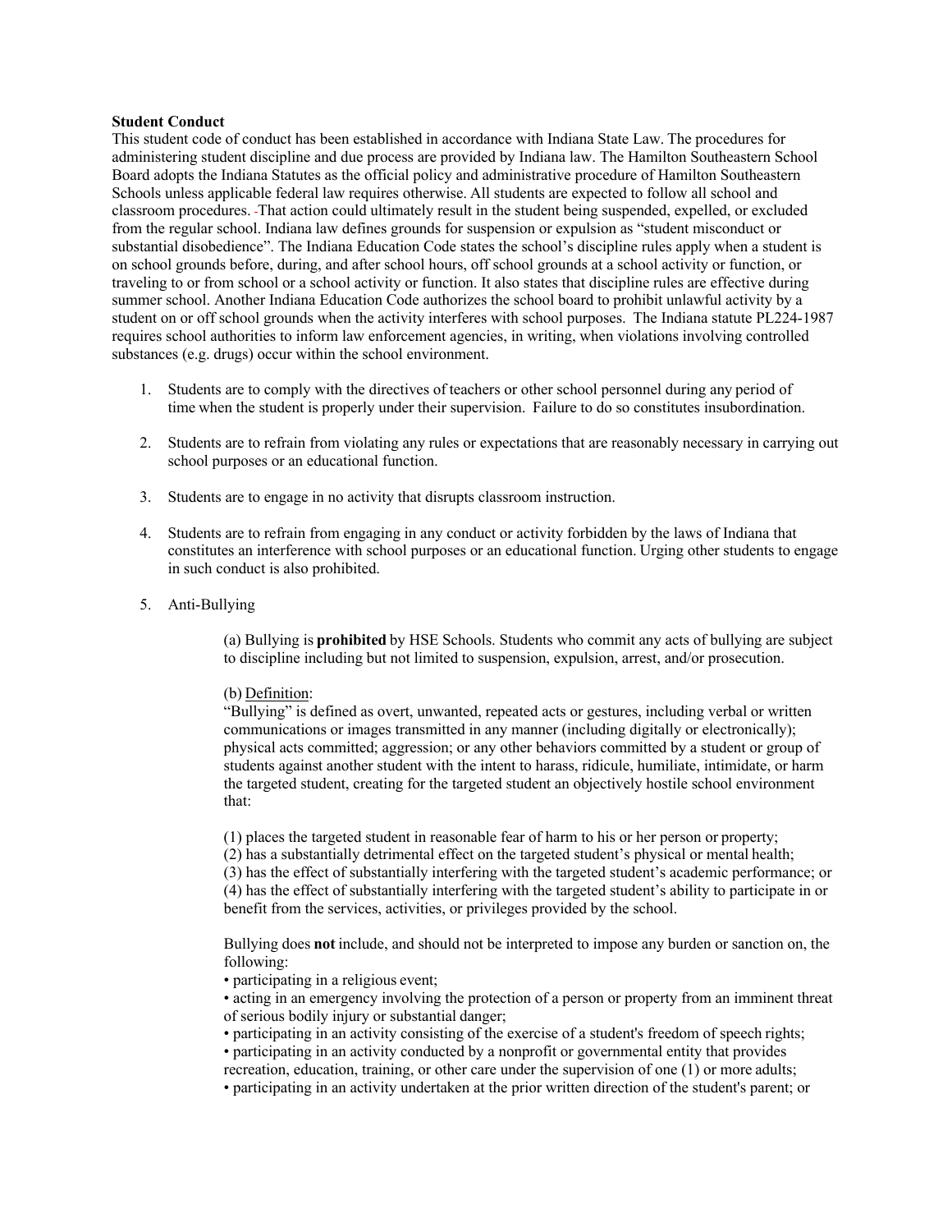**Student Conduct**

This student code of conduct has been established in accordance with Indiana State Law. The procedures for administering student discipline and due process are provided by Indiana law. The Hamilton Southeastern School Board adopts the Indiana Statutes as the official policy and administrative procedure of Hamilton Southeastern Schools unless applicable federal law requires otherwise. All students are expected to follow all school and classroom procedures. That action could ultimately result in the student being suspended, expelled, or excluded from the regular school. Indiana law defines grounds for suspension or expulsion as "student misconduct or substantial disobedience". The Indiana Education Code states the school's discipline rules apply when a student is on school grounds before, during, and after school hours, off school grounds at a school activity or function, or traveling to or from school or a school activity or function. It also states that discipline rules are effective during summer school. Another Indiana Education Code authorizes the school board to prohibit unlawful activity by a student on or off school grounds when the activity interferes with school purposes. The Indiana statute PL224-1987 requires school authorities to inform law enforcement agencies, in writing, when violations involving controlled substances (e.g. drugs) occur within the school environment.

1. Students are to comply with the directives of teachers or other school personnel during any period of time when the student is properly under their supervision. Failure to do so constitutes insubordination.

2. Students are to refrain from violating any rules or expectations that are reasonably necessary in carrying out school purposes or an educational function.

3. Students are to engage in no activity that disrupts classroom instruction.

4. Students are to refrain from engaging in any conduct or activity forbidden by the laws of Indiana that constitutes an interference with school purposes or an educational function. Urging other students to engage in such conduct is also prohibited.

5. Anti-Bullying

   (a) Bullying is **prohibited** by HSE Schools. Students who commit any acts of bullying are subject to discipline including but not limited to suspension, expulsion, arrest, and/or prosecution.

   (b) Definition:
   "Bullying" is defined as overt, unwanted, repeated acts or gestures, including verbal or written communications or images transmitted in any manner (including digitally or electronically); physical acts committed; aggression; or any other behaviors committed by a student or group of students against another student with the intent to harass, ridicule, humiliate, intimidate, or harm the targeted student, creating for the targeted student an objectively hostile school environment that:

   (1) places the targeted student in reasonable fear of harm to his or her person or property;
   (2) has a substantially detrimental effect on the targeted student's physical or mental health;
   (3) has the effect of substantially interfering with the targeted student's academic performance; or
   (4) has the effect of substantially interfering with the targeted student's ability to participate in or benefit from the services, activities, or privileges provided by the school.

   Bullying does **not** include, and should not be interpreted to impose any burden or sanction on, the following:
   • participating in a religious event;
   • acting in an emergency involving the protection of a person or property from an imminent threat of serious bodily injury or substantial danger;
   • participating in an activity consisting of the exercise of a student's freedom of speech rights;
   • participating in an activity conducted by a nonprofit or governmental entity that provides recreation, education, training, or other care under the supervision of one (1) or more adults;
   • participating in an activity undertaken at the prior written direction of the student's parent; or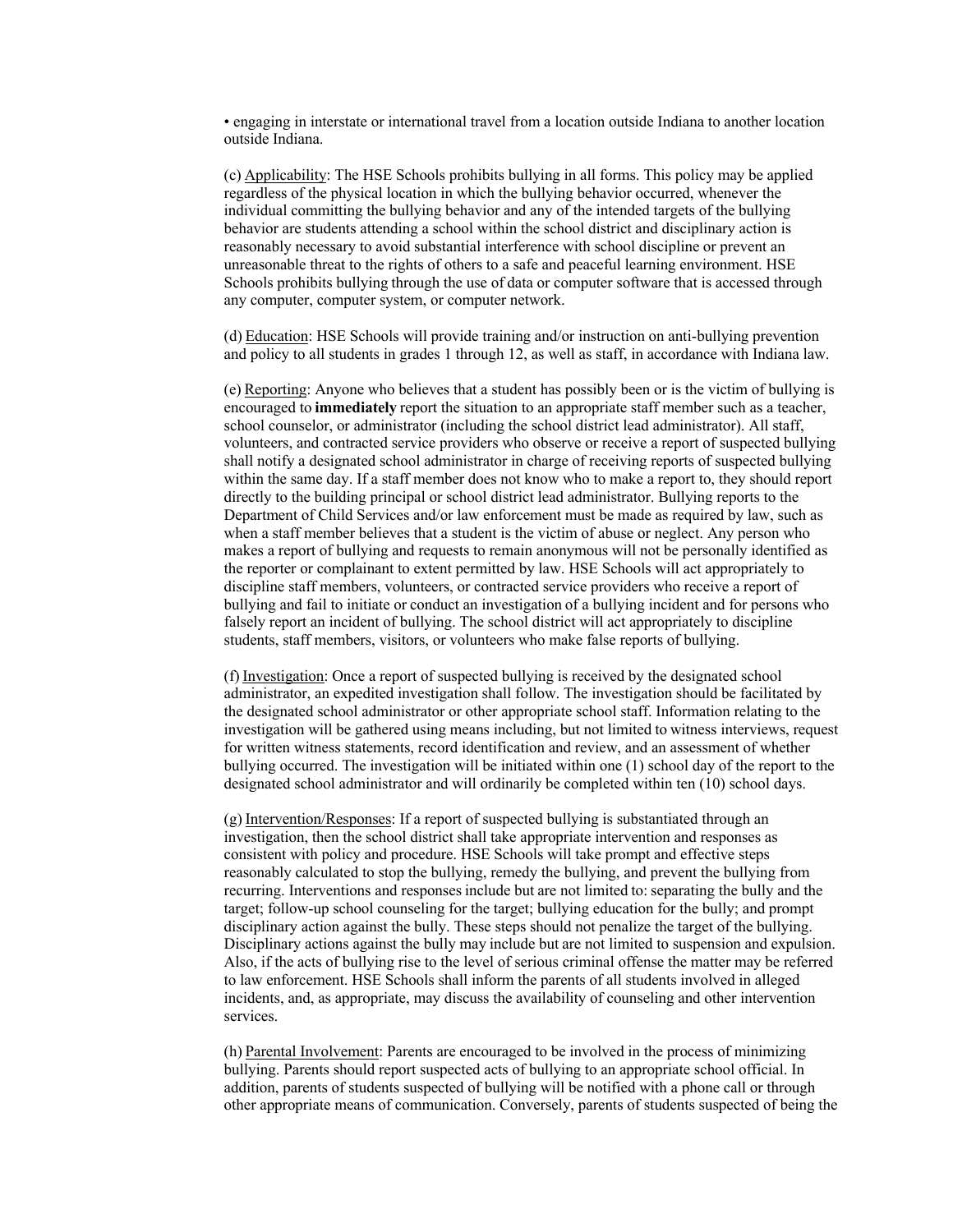• engaging in interstate or international travel from a location outside Indiana to another location outside Indiana.

(c) Applicability: The HSE Schools prohibits bullying in all forms. This policy may be applied regardless of the physical location in which the bullying behavior occurred, whenever the individual committing the bullying behavior and any of the intended targets of the bullying behavior are students attending a school within the school district and disciplinary action is reasonably necessary to avoid substantial interference with school discipline or prevent an unreasonable threat to the rights of others to a safe and peaceful learning environment. HSE Schools prohibits bullying through the use of data or computer software that is accessed through any computer, computer system, or computer network.

(d) Education: HSE Schools will provide training and/or instruction on anti-bullying prevention and policy to all students in grades 1 through 12, as well as staff, in accordance with Indiana law.

(e) Reporting: Anyone who believes that a student has possibly been or is the victim of bullying is encouraged to **immediately** report the situation to an appropriate staff member such as a teacher, school counselor, or administrator (including the school district lead administrator). All staff, volunteers, and contracted service providers who observe or receive a report of suspected bullying shall notify a designated school administrator in charge of receiving reports of suspected bullying within the same day. If a staff member does not know who to make a report to, they should report directly to the building principal or school district lead administrator. Bullying reports to the Department of Child Services and/or law enforcement must be made as required by law, such as when a staff member believes that a student is the victim of abuse or neglect. Any person who makes a report of bullying and requests to remain anonymous will not be personally identified as the reporter or complainant to extent permitted by law. HSE Schools will act appropriately to discipline staff members, volunteers, or contracted service providers who receive a report of bullying and fail to initiate or conduct an investigation of a bullying incident and for persons who falsely report an incident of bullying. The school district will act appropriately to discipline students, staff members, visitors, or volunteers who make false reports of bullying.

(f) Investigation: Once a report of suspected bullying is received by the designated school administrator, an expedited investigation shall follow. The investigation should be facilitated by the designated school administrator or other appropriate school staff. Information relating to the investigation will be gathered using means including, but not limited to witness interviews, request for written witness statements, record identification and review, and an assessment of whether bullying occurred. The investigation will be initiated within one (1) school day of the report to the designated school administrator and will ordinarily be completed within ten (10) school days.

(g) Intervention/Responses: If a report of suspected bullying is substantiated through an investigation, then the school district shall take appropriate intervention and responses as consistent with policy and procedure. HSE Schools will take prompt and effective steps reasonably calculated to stop the bullying, remedy the bullying, and prevent the bullying from recurring. Interventions and responses include but are not limited to: separating the bully and the target; follow-up school counseling for the target; bullying education for the bully; and prompt disciplinary action against the bully. These steps should not penalize the target of the bullying. Disciplinary actions against the bully may include but are not limited to suspension and expulsion. Also, if the acts of bullying rise to the level of serious criminal offense the matter may be referred to law enforcement. HSE Schools shall inform the parents of all students involved in alleged incidents, and, as appropriate, may discuss the availability of counseling and other intervention services.

(h) Parental Involvement: Parents are encouraged to be involved in the process of minimizing bullying. Parents should report suspected acts of bullying to an appropriate school official. In addition, parents of students suspected of bullying will be notified with a phone call or through other appropriate means of communication. Conversely, parents of students suspected of being the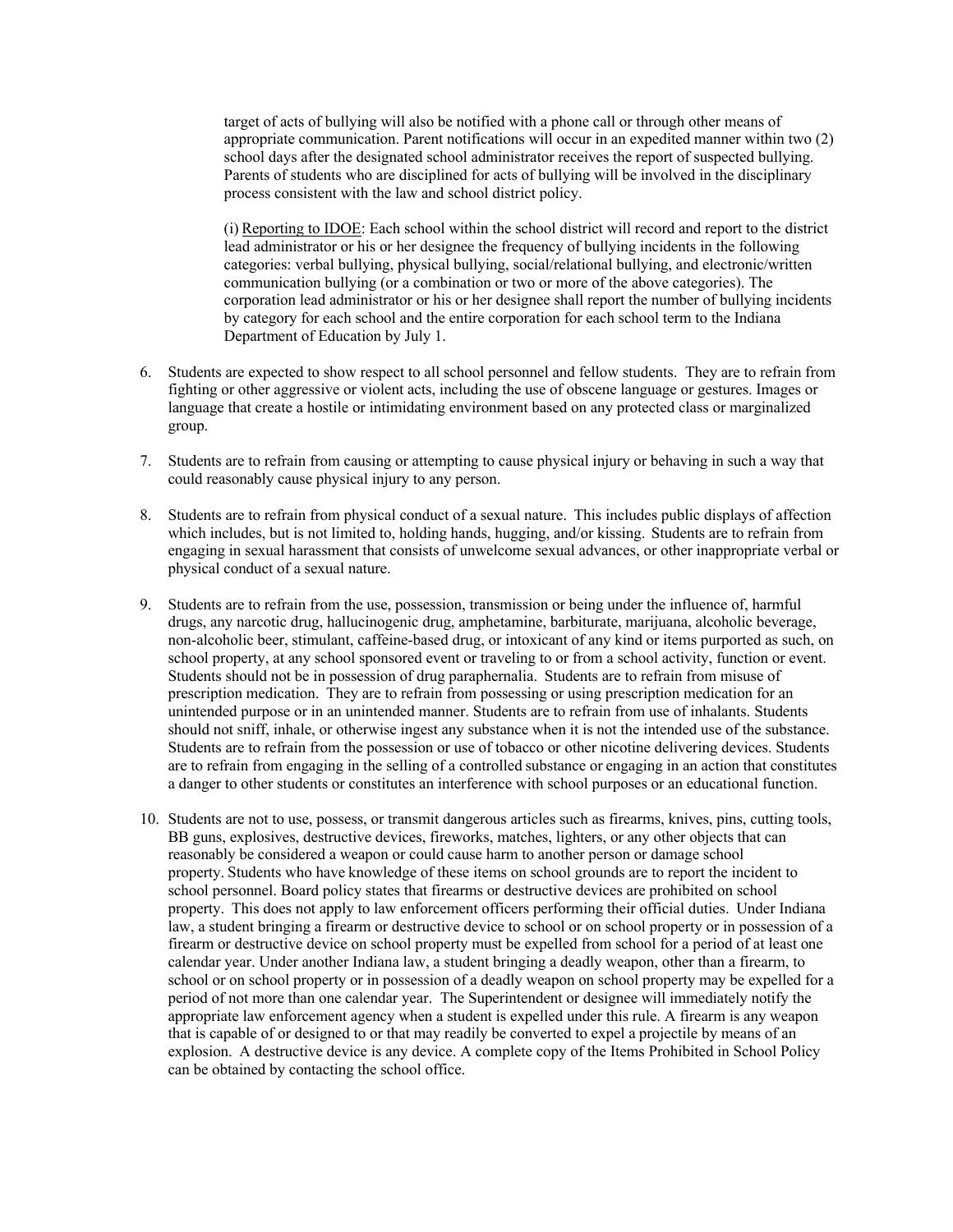target of acts of bullying will also be notified with a phone call or through other means of appropriate communication. Parent notifications will occur in an expedited manner within two (2) school days after the designated school administrator receives the report of suspected bullying. Parents of students who are disciplined for acts of bullying will be involved in the disciplinary process consistent with the law and school district policy.

(i) <u>Reporting to IDOE</u>: Each school within the school district will record and report to the district lead administrator or his or her designee the frequency of bullying incidents in the following categories: verbal bullying, physical bullying, social/relational bullying, and electronic/written communication bullying (or a combination or two or more of the above categories). The corporation lead administrator or his or her designee shall report the number of bullying incidents by category for each school and the entire corporation for each school term to the Indiana Department of Education by July 1.

6. Students are expected to show respect to all school personnel and fellow students. They are to refrain from fighting or other aggressive or violent acts, including the use of obscene language or gestures. Images or language that create a hostile or intimidating environment based on any protected class or marginalized group.

7. Students are to refrain from causing or attempting to cause physical injury or behaving in such a way that could reasonably cause physical injury to any person.

8. Students are to refrain from physical conduct of a sexual nature. This includes public displays of affection which includes, but is not limited to, holding hands, hugging, and/or kissing. Students are to refrain from engaging in sexual harassment that consists of unwelcome sexual advances, or other inappropriate verbal or physical conduct of a sexual nature.

9. Students are to refrain from the use, possession, transmission or being under the influence of, harmful drugs, any narcotic drug, hallucinogenic drug, amphetamine, barbiturate, marijuana, alcoholic beverage, non-alcoholic beer, stimulant, caffeine-based drug, or intoxicant of any kind or items purported as such, on school property, at any school sponsored event or traveling to or from a school activity, function or event. Students should not be in possession of drug paraphernalia. Students are to refrain from misuse of prescription medication. They are to refrain from possessing or using prescription medication for an unintended purpose or in an unintended manner. Students are to refrain from use of inhalants. Students should not sniff, inhale, or otherwise ingest any substance when it is not the intended use of the substance. Students are to refrain from the possession or use of tobacco or other nicotine delivering devices. Students are to refrain from engaging in the selling of a controlled substance or engaging in an action that constitutes a danger to other students or constitutes an interference with school purposes or an educational function.

10. Students are not to use, possess, or transmit dangerous articles such as firearms, knives, pins, cutting tools, BB guns, explosives, destructive devices, fireworks, matches, lighters, or any other objects that can reasonably be considered a weapon or could cause harm to another person or damage school property. Students who have knowledge of these items on school grounds are to report the incident to school personnel. Board policy states that firearms or destructive devices are prohibited on school property. This does not apply to law enforcement officers performing their official duties. Under Indiana law, a student bringing a firearm or destructive device to school or on school property or in possession of a firearm or destructive device on school property must be expelled from school for a period of at least one calendar year. Under another Indiana law, a student bringing a deadly weapon, other than a firearm, to school or on school property or in possession of a deadly weapon on school property may be expelled for a period of not more than one calendar year. The Superintendent or designee will immediately notify the appropriate law enforcement agency when a student is expelled under this rule. A firearm is any weapon that is capable of or designed to or that may readily be converted to expel a projectile by means of an explosion. A destructive device is any device. A complete copy of the Items Prohibited in School Policy can be obtained by contacting the school office.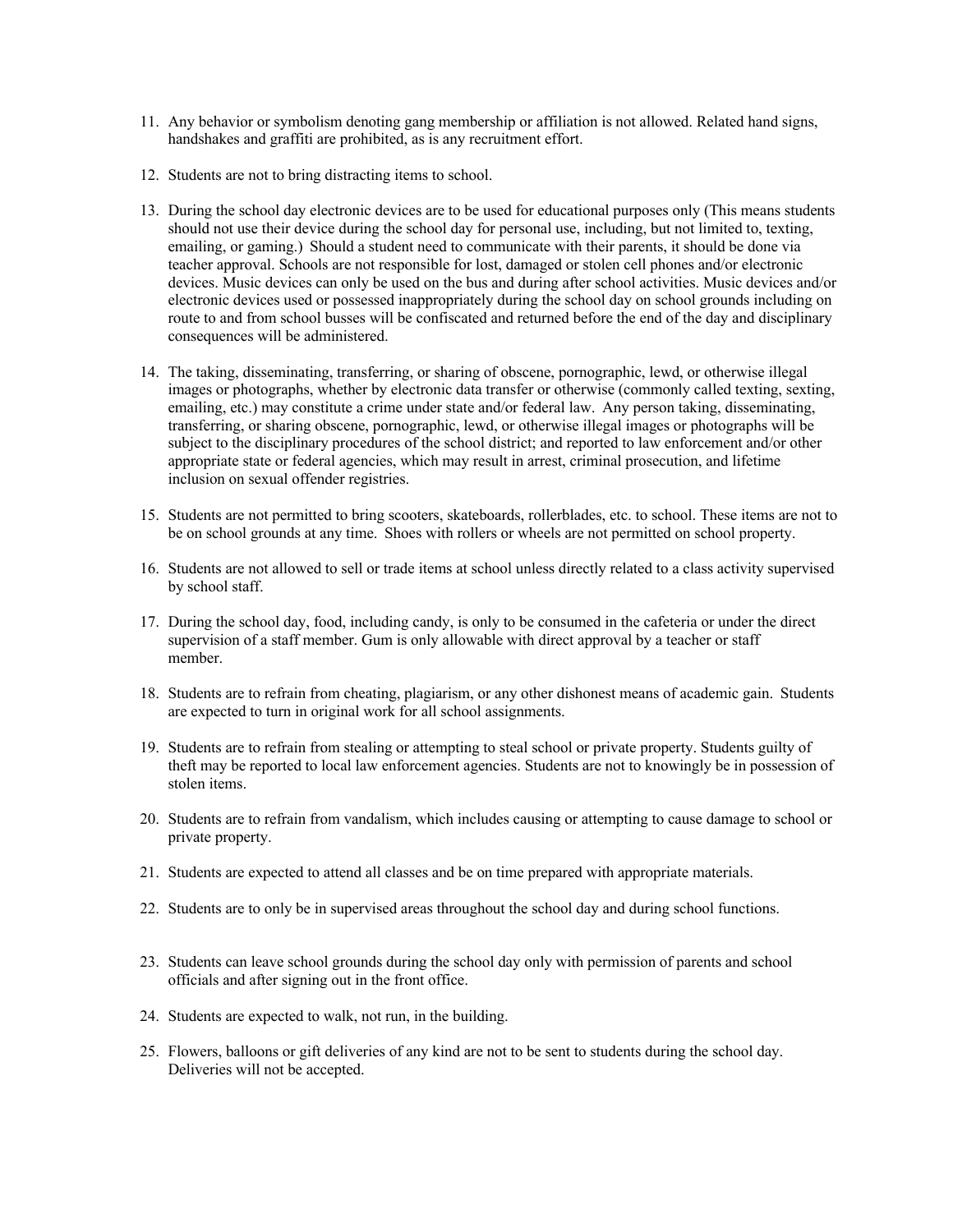11. Any behavior or symbolism denoting gang membership or affiliation is not allowed. Related hand signs, handshakes and graffiti are prohibited, as is any recruitment effort.

12. Students are not to bring distracting items to school.

13. During the school day electronic devices are to be used for educational purposes only (This means students should not use their device during the school day for personal use, including, but not limited to, texting, emailing, or gaming.) Should a student need to communicate with their parents, it should be done via teacher approval. Schools are not responsible for lost, damaged or stolen cell phones and/or electronic devices. Music devices can only be used on the bus and during after school activities. Music devices and/or electronic devices used or possessed inappropriately during the school day on school grounds including on route to and from school busses will be confiscated and returned before the end of the day and disciplinary consequences will be administered.

14. The taking, disseminating, transferring, or sharing of obscene, pornographic, lewd, or otherwise illegal images or photographs, whether by electronic data transfer or otherwise (commonly called texting, sexting, emailing, etc.) may constitute a crime under state and/or federal law. Any person taking, disseminating, transferring, or sharing obscene, pornographic, lewd, or otherwise illegal images or photographs will be subject to the disciplinary procedures of the school district; and reported to law enforcement and/or other appropriate state or federal agencies, which may result in arrest, criminal prosecution, and lifetime inclusion on sexual offender registries.

15. Students are not permitted to bring scooters, skateboards, rollerblades, etc. to school. These items are not to be on school grounds at any time. Shoes with rollers or wheels are not permitted on school property.

16. Students are not allowed to sell or trade items at school unless directly related to a class activity supervised by school staff.

17. During the school day, food, including candy, is only to be consumed in the cafeteria or under the direct supervision of a staff member. Gum is only allowable with direct approval by a teacher or staff member.

18. Students are to refrain from cheating, plagiarism, or any other dishonest means of academic gain. Students are expected to turn in original work for all school assignments.

19. Students are to refrain from stealing or attempting to steal school or private property. Students guilty of theft may be reported to local law enforcement agencies. Students are not to knowingly be in possession of stolen items.

20. Students are to refrain from vandalism, which includes causing or attempting to cause damage to school or private property.

21. Students are expected to attend all classes and be on time prepared with appropriate materials.

22. Students are to only be in supervised areas throughout the school day and during school functions.

23. Students can leave school grounds during the school day only with permission of parents and school officials and after signing out in the front office.

24. Students are expected to walk, not run, in the building.

25. Flowers, balloons or gift deliveries of any kind are not to be sent to students during the school day. Deliveries will not be accepted.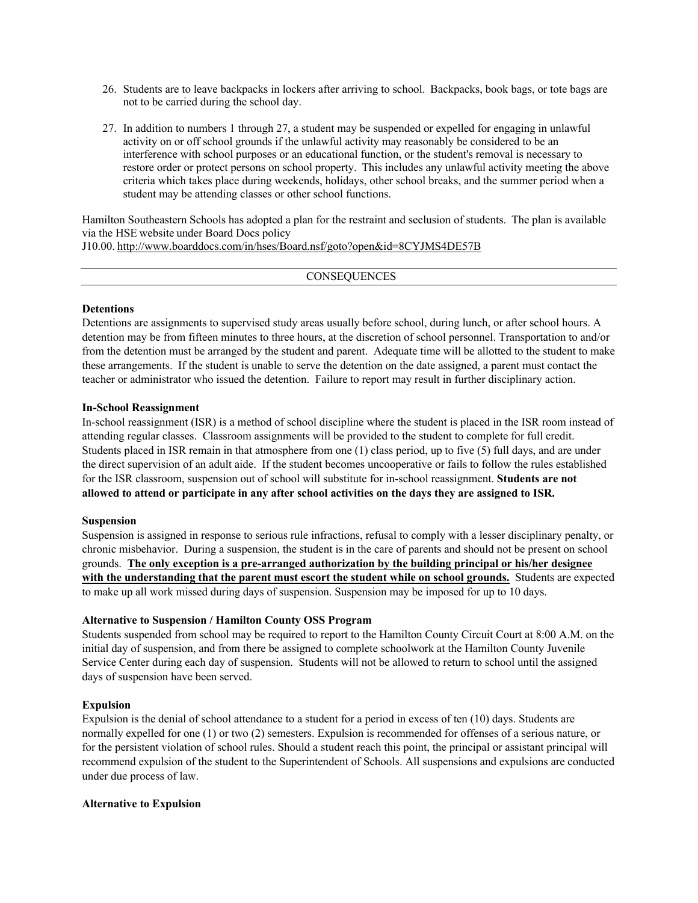26. Students are to leave backpacks in lockers after arriving to school. Backpacks, book bags, or tote bags are not to be carried during the school day.

27. In addition to numbers 1 through 27, a student may be suspended or expelled for engaging in unlawful activity on or off school grounds if the unlawful activity may reasonably be considered to be an interference with school purposes or an educational function, or the student's removal is necessary to restore order or protect persons on school property. This includes any unlawful activity meeting the above criteria which takes place during weekends, holidays, other school breaks, and the summer period when a student may be attending classes or other school functions.

Hamilton Southeastern Schools has adopted a plan for the restraint and seclusion of students. The plan is available via the HSE website under Board Docs policy J10.00. http://www.boarddocs.com/in/hses/Board.nsf/goto?open&id=8CYJMS4DE57B

## CONSEQUENCES

**Detentions**
Detentions are assignments to supervised study areas usually before school, during lunch, or after school hours. A detention may be from fifteen minutes to three hours, at the discretion of school personnel. Transportation to and/or from the detention must be arranged by the student and parent. Adequate time will be allotted to the student to make these arrangements. If the student is unable to serve the detention on the date assigned, a parent must contact the teacher or administrator who issued the detention. Failure to report may result in further disciplinary action.

**In-School Reassignment**
In-school reassignment (ISR) is a method of school discipline where the student is placed in the ISR room instead of attending regular classes. Classroom assignments will be provided to the student to complete for full credit. Students placed in ISR remain in that atmosphere from one (1) class period, up to five (5) full days, and are under the direct supervision of an adult aide. If the student becomes uncooperative or fails to follow the rules established for the ISR classroom, suspension out of school will substitute for in-school reassignment. **Students are not allowed to attend or participate in any after school activities on the days they are assigned to ISR.**

**Suspension**
Suspension is assigned in response to serious rule infractions, refusal to comply with a lesser disciplinary penalty, or chronic misbehavior. During a suspension, the student is in the care of parents and should not be present on school grounds. **The only exception is a pre-arranged authorization by the building principal or his/her designee with the understanding that the parent must escort the student while on school grounds.** Students are expected to make up all work missed during days of suspension. Suspension may be imposed for up to 10 days.

**Alternative to Suspension / Hamilton County OSS Program**
Students suspended from school may be required to report to the Hamilton County Circuit Court at 8:00 A.M. on the initial day of suspension, and from there be assigned to complete schoolwork at the Hamilton County Juvenile Service Center during each day of suspension. Students will not be allowed to return to school until the assigned days of suspension have been served.

**Expulsion**
Expulsion is the denial of school attendance to a student for a period in excess of ten (10) days. Students are normally expelled for one (1) or two (2) semesters. Expulsion is recommended for offenses of a serious nature, or for the persistent violation of school rules. Should a student reach this point, the principal or assistant principal will recommend expulsion of the student to the Superintendent of Schools. All suspensions and expulsions are conducted under due process of law.

**Alternative to Expulsion**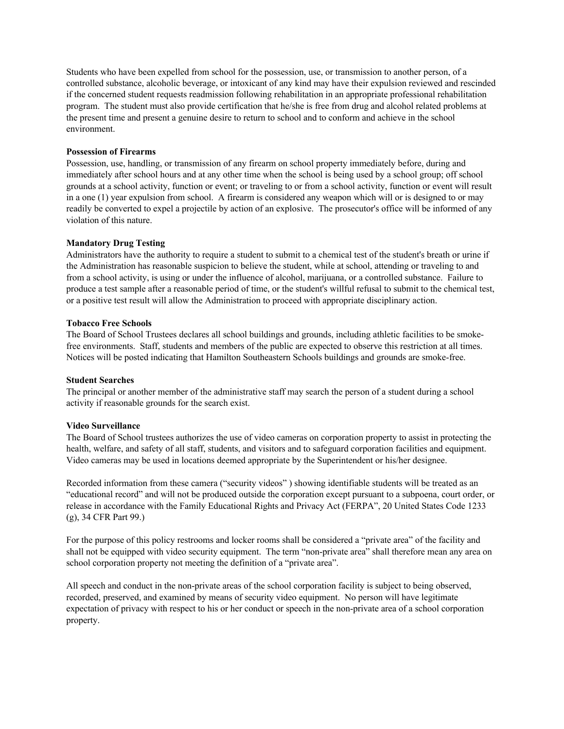Students who have been expelled from school for the possession, use, or transmission to another person, of a controlled substance, alcoholic beverage, or intoxicant of any kind may have their expulsion reviewed and rescinded if the concerned student requests readmission following rehabilitation in an appropriate professional rehabilitation program. The student must also provide certification that he/she is free from drug and alcohol related problems at the present time and present a genuine desire to return to school and to conform and achieve in the school environment.

**Possession of Firearms**

Possession, use, handling, or transmission of any firearm on school property immediately before, during and immediately after school hours and at any other time when the school is being used by a school group; off school grounds at a school activity, function or event; or traveling to or from a school activity, function or event will result in a one (1) year expulsion from school. A firearm is considered any weapon which will or is designed to or may readily be converted to expel a projectile by action of an explosive. The prosecutor's office will be informed of any violation of this nature.

**Mandatory Drug Testing**

Administrators have the authority to require a student to submit to a chemical test of the student's breath or urine if the Administration has reasonable suspicion to believe the student, while at school, attending or traveling to and from a school activity, is using or under the influence of alcohol, marijuana, or a controlled substance. Failure to produce a test sample after a reasonable period of time, or the student's willful refusal to submit to the chemical test, or a positive test result will allow the Administration to proceed with appropriate disciplinary action.

**Tobacco Free Schools**

The Board of School Trustees declares all school buildings and grounds, including athletic facilities to be smoke-free environments. Staff, students and members of the public are expected to observe this restriction at all times. Notices will be posted indicating that Hamilton Southeastern Schools buildings and grounds are smoke-free.

**Student Searches**

The principal or another member of the administrative staff may search the person of a student during a school activity if reasonable grounds for the search exist.

**Video Surveillance**

The Board of School trustees authorizes the use of video cameras on corporation property to assist in protecting the health, welfare, and safety of all staff, students, and visitors and to safeguard corporation facilities and equipment. Video cameras may be used in locations deemed appropriate by the Superintendent or his/her designee.

Recorded information from these camera ("security videos" ) showing identifiable students will be treated as an "educational record" and will not be produced outside the corporation except pursuant to a subpoena, court order, or release in accordance with the Family Educational Rights and Privacy Act (FERPA", 20 United States Code 1233 (g), 34 CFR Part 99.)

For the purpose of this policy restrooms and locker rooms shall be considered a "private area" of the facility and shall not be equipped with video security equipment. The term "non-private area" shall therefore mean any area on school corporation property not meeting the definition of a "private area".

All speech and conduct in the non-private areas of the school corporation facility is subject to being observed, recorded, preserved, and examined by means of security video equipment. No person will have legitimate expectation of privacy with respect to his or her conduct or speech in the non-private area of a school corporation property.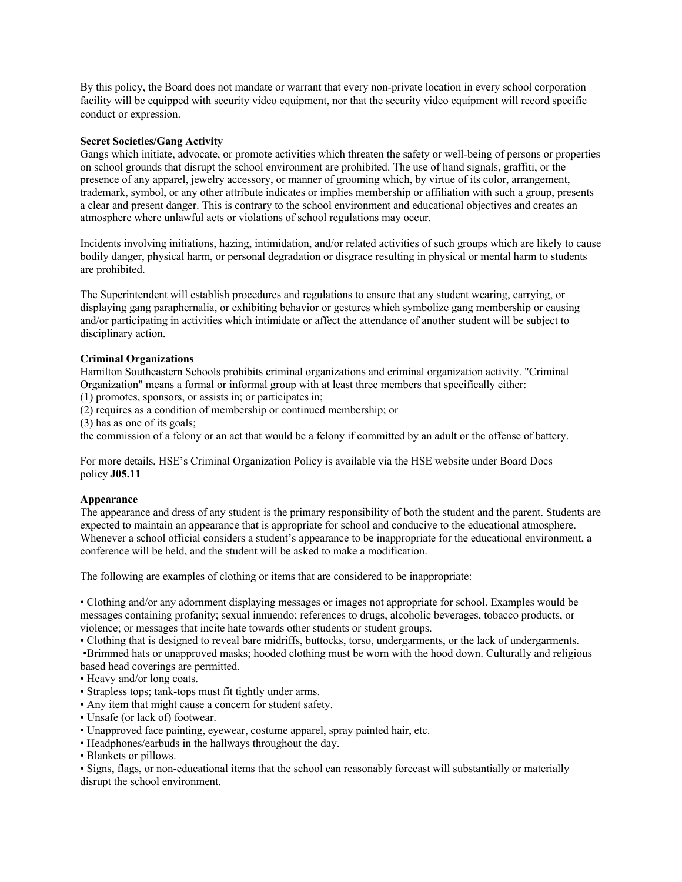By this policy, the Board does not mandate or warrant that every non-private location in every school corporation facility will be equipped with security video equipment, nor that the security video equipment will record specific conduct or expression.

**Secret Societies/Gang Activity**

Gangs which initiate, advocate, or promote activities which threaten the safety or well-being of persons or properties on school grounds that disrupt the school environment are prohibited. The use of hand signals, graffiti, or the presence of any apparel, jewelry accessory, or manner of grooming which, by virtue of its color, arrangement, trademark, symbol, or any other attribute indicates or implies membership or affiliation with such a group, presents a clear and present danger. This is contrary to the school environment and educational objectives and creates an atmosphere where unlawful acts or violations of school regulations may occur.

Incidents involving initiations, hazing, intimidation, and/or related activities of such groups which are likely to cause bodily danger, physical harm, or personal degradation or disgrace resulting in physical or mental harm to students are prohibited.

The Superintendent will establish procedures and regulations to ensure that any student wearing, carrying, or displaying gang paraphernalia, or exhibiting behavior or gestures which symbolize gang membership or causing and/or participating in activities which intimidate or affect the attendance of another student will be subject to disciplinary action.

**Criminal Organizations**

Hamilton Southeastern Schools prohibits criminal organizations and criminal organization activity. "Criminal Organization" means a formal or informal group with at least three members that specifically either:
(1) promotes, sponsors, or assists in; or participates in;
(2) requires as a condition of membership or continued membership; or
(3) has as one of its goals;
the commission of a felony or an act that would be a felony if committed by an adult or the offense of battery.

For more details, HSE's Criminal Organization Policy is available via the HSE website under Board Docs policy **J05.11**

**Appearance**

The appearance and dress of any student is the primary responsibility of both the student and the parent. Students are expected to maintain an appearance that is appropriate for school and conducive to the educational atmosphere. Whenever a school official considers a student's appearance to be inappropriate for the educational environment, a conference will be held, and the student will be asked to make a modification.

The following are examples of clothing or items that are considered to be inappropriate:

- Clothing and/or any adornment displaying messages or images not appropriate for school. Examples would be messages containing profanity; sexual innuendo; references to drugs, alcoholic beverages, tobacco products, or violence; or messages that incite hate towards other students or student groups.
- Clothing that is designed to reveal bare midriffs, buttocks, torso, undergarments, or the lack of undergarments.
- Brimmed hats or unapproved masks; hooded clothing must be worn with the hood down. Culturally and religious based head coverings are permitted.
- Heavy and/or long coats.
- Strapless tops; tank-tops must fit tightly under arms.
- Any item that might cause a concern for student safety.
- Unsafe (or lack of) footwear.
- Unapproved face painting, eyewear, costume apparel, spray painted hair, etc.
- Headphones/earbuds in the hallways throughout the day.
- Blankets or pillows.
- Signs, flags, or non-educational items that the school can reasonably forecast will substantially or materially disrupt the school environment.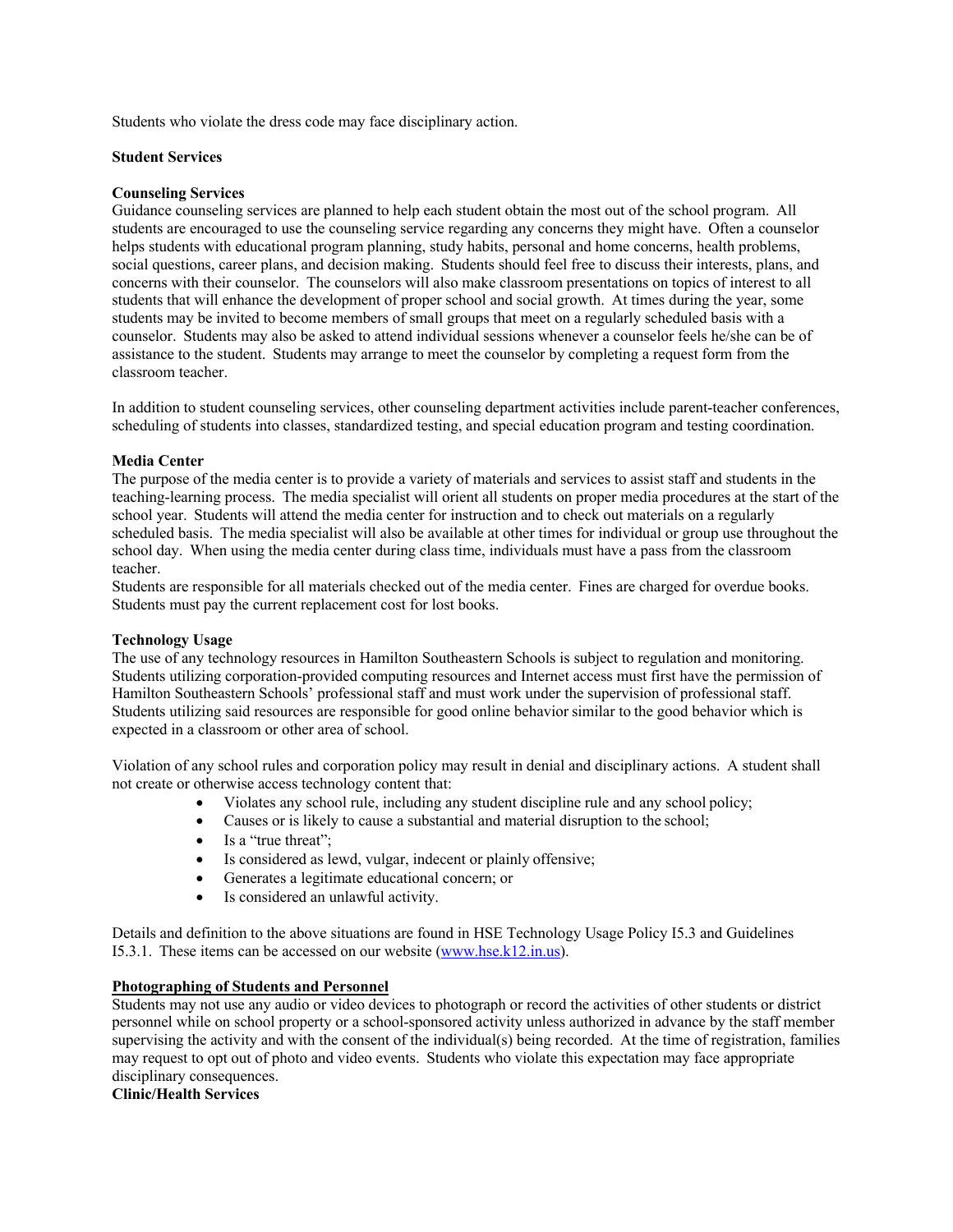Students who violate the dress code may face disciplinary action.

## Student Services

### Counseling Services

Guidance counseling services are planned to help each student obtain the most out of the school program. All students are encouraged to use the counseling service regarding any concerns they might have. Often a counselor helps students with educational program planning, study habits, personal and home concerns, health problems, social questions, career plans, and decision making. Students should feel free to discuss their interests, plans, and concerns with their counselor. The counselors will also make classroom presentations on topics of interest to all students that will enhance the development of proper school and social growth. At times during the year, some students may be invited to become members of small groups that meet on a regularly scheduled basis with a counselor. Students may also be asked to attend individual sessions whenever a counselor feels he/she can be of assistance to the student. Students may arrange to meet the counselor by completing a request form from the classroom teacher.

In addition to student counseling services, other counseling department activities include parent-teacher conferences, scheduling of students into classes, standardized testing, and special education program and testing coordination.

### Media Center

The purpose of the media center is to provide a variety of materials and services to assist staff and students in the teaching-learning process. The media specialist will orient all students on proper media procedures at the start of the school year. Students will attend the media center for instruction and to check out materials on a regularly scheduled basis. The media specialist will also be available at other times for individual or group use throughout the school day. When using the media center during class time, individuals must have a pass from the classroom teacher.

Students are responsible for all materials checked out of the media center. Fines are charged for overdue books. Students must pay the current replacement cost for lost books.

### Technology Usage

The use of any technology resources in Hamilton Southeastern Schools is subject to regulation and monitoring. Students utilizing corporation-provided computing resources and Internet access must first have the permission of Hamilton Southeastern Schools' professional staff and must work under the supervision of professional staff. Students utilizing said resources are responsible for good online behavior similar to the good behavior which is expected in a classroom or other area of school.

Violation of any school rules and corporation policy may result in denial and disciplinary actions. A student shall not create or otherwise access technology content that:

- Violates any school rule, including any student discipline rule and any school policy;
- Causes or is likely to cause a substantial and material disruption to the school;
- Is a "true threat";
- Is considered as lewd, vulgar, indecent or plainly offensive;
- Generates a legitimate educational concern; or
- Is considered an unlawful activity.

Details and definition to the above situations are found in HSE Technology Usage Policy I5.3 and Guidelines I5.3.1. These items can be accessed on our website (www.hse.k12.in.us).

### Photographing of Students and Personnel

Students may not use any audio or video devices to photograph or record the activities of other students or district personnel while on school property or a school-sponsored activity unless authorized in advance by the staff member supervising the activity and with the consent of the individual(s) being recorded. At the time of registration, families may request to opt out of photo and video events. Students who violate this expectation may face appropriate disciplinary consequences.

### Clinic/Health Services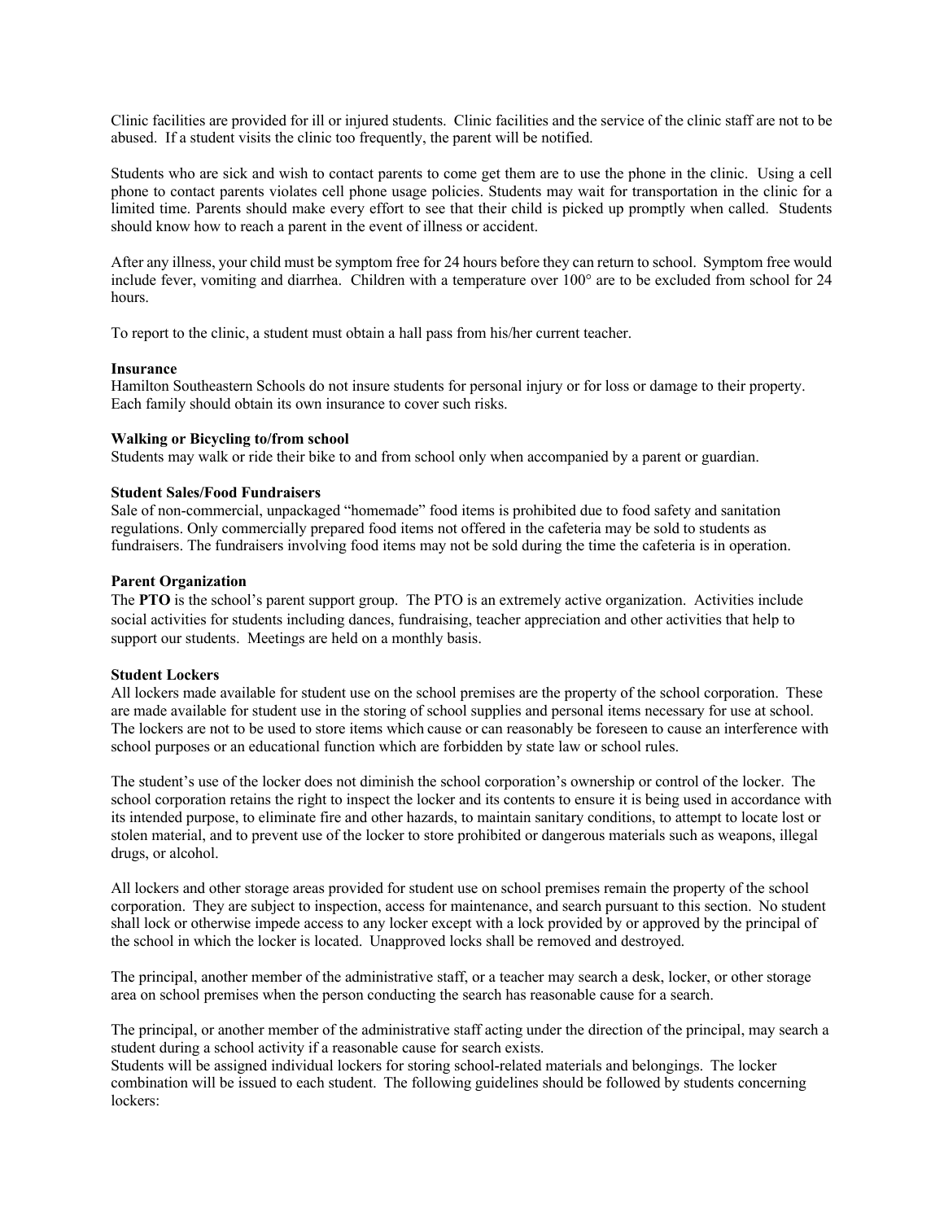Clinic facilities are provided for ill or injured students. Clinic facilities and the service of the clinic staff are not to be abused. If a student visits the clinic too frequently, the parent will be notified.

Students who are sick and wish to contact parents to come get them are to use the phone in the clinic. Using a cell phone to contact parents violates cell phone usage policies. Students may wait for transportation in the clinic for a limited time. Parents should make every effort to see that their child is picked up promptly when called. Students should know how to reach a parent in the event of illness or accident.

After any illness, your child must be symptom free for 24 hours before they can return to school. Symptom free would include fever, vomiting and diarrhea. Children with a temperature over 100° are to be excluded from school for 24 hours.

To report to the clinic, a student must obtain a hall pass from his/her current teacher.

**Insurance**
Hamilton Southeastern Schools do not insure students for personal injury or for loss or damage to their property. Each family should obtain its own insurance to cover such risks.

**Walking or Bicycling to/from school**
Students may walk or ride their bike to and from school only when accompanied by a parent or guardian.

**Student Sales/Food Fundraisers**
Sale of non-commercial, unpackaged "homemade" food items is prohibited due to food safety and sanitation regulations. Only commercially prepared food items not offered in the cafeteria may be sold to students as fundraisers. The fundraisers involving food items may not be sold during the time the cafeteria is in operation.

**Parent Organization**
The **PTO** is the school's parent support group. The PTO is an extremely active organization. Activities include social activities for students including dances, fundraising, teacher appreciation and other activities that help to support our students. Meetings are held on a monthly basis.

**Student Lockers**
All lockers made available for student use on the school premises are the property of the school corporation. These are made available for student use in the storing of school supplies and personal items necessary for use at school. The lockers are not to be used to store items which cause or can reasonably be foreseen to cause an interference with school purposes or an educational function which are forbidden by state law or school rules.

The student's use of the locker does not diminish the school corporation's ownership or control of the locker. The school corporation retains the right to inspect the locker and its contents to ensure it is being used in accordance with its intended purpose, to eliminate fire and other hazards, to maintain sanitary conditions, to attempt to locate lost or stolen material, and to prevent use of the locker to store prohibited or dangerous materials such as weapons, illegal drugs, or alcohol.

All lockers and other storage areas provided for student use on school premises remain the property of the school corporation. They are subject to inspection, access for maintenance, and search pursuant to this section. No student shall lock or otherwise impede access to any locker except with a lock provided by or approved by the principal of the school in which the locker is located. Unapproved locks shall be removed and destroyed.

The principal, another member of the administrative staff, or a teacher may search a desk, locker, or other storage area on school premises when the person conducting the search has reasonable cause for a search.

The principal, or another member of the administrative staff acting under the direction of the principal, may search a student during a school activity if a reasonable cause for search exists.
Students will be assigned individual lockers for storing school-related materials and belongings. The locker combination will be issued to each student. The following guidelines should be followed by students concerning lockers: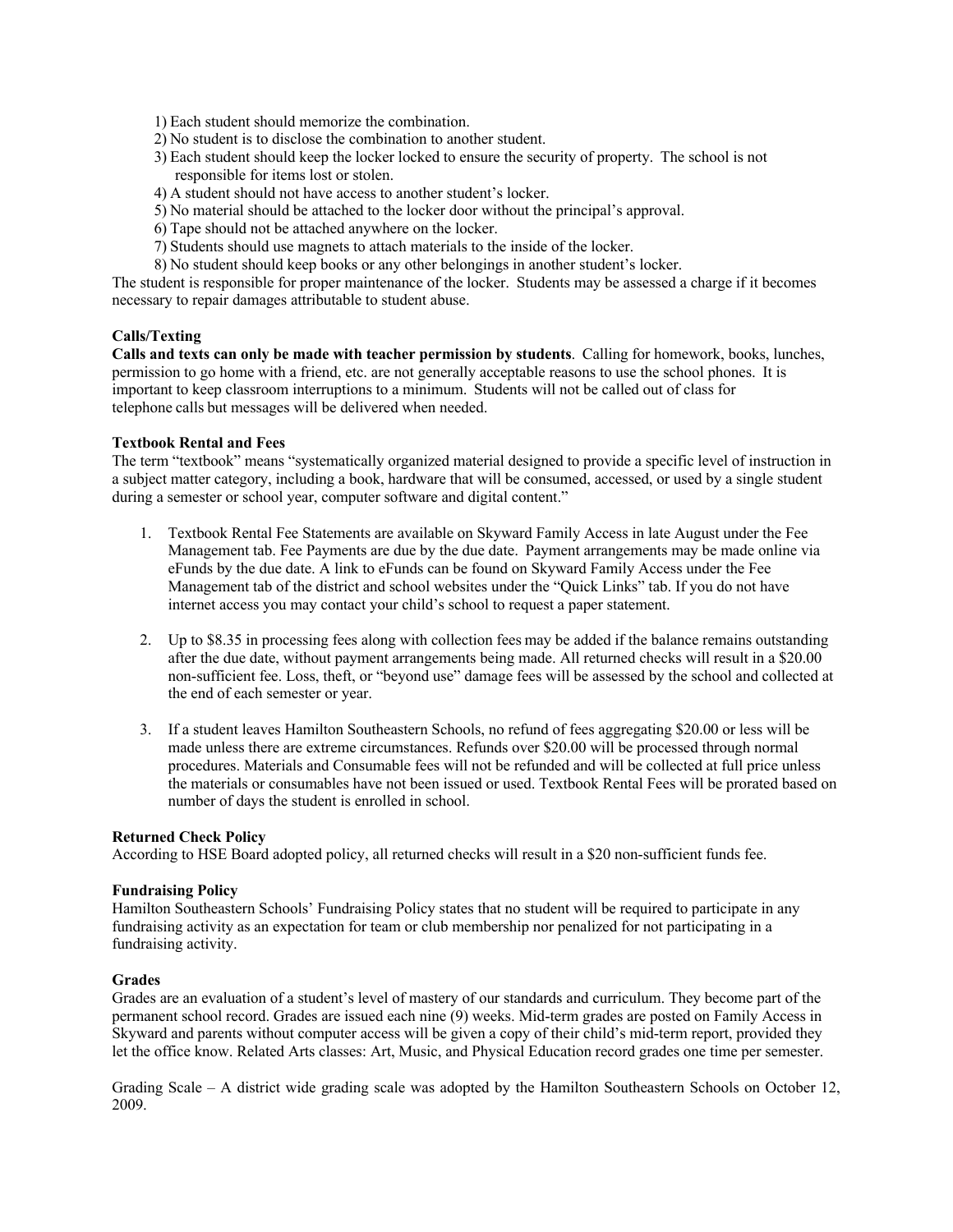1) Each student should memorize the combination.
2) No student is to disclose the combination to another student.
3) Each student should keep the locker locked to ensure the security of property. The school is not responsible for items lost or stolen.
4) A student should not have access to another student's locker.
5) No material should be attached to the locker door without the principal's approval.
6) Tape should not be attached anywhere on the locker.
7) Students should use magnets to attach materials to the inside of the locker.
8) No student should keep books or any other belongings in another student's locker.

The student is responsible for proper maintenance of the locker. Students may be assessed a charge if it becomes necessary to repair damages attributable to student abuse.

**Calls/Texting**

**Calls and texts can only be made with teacher permission by students**. Calling for homework, books, lunches, permission to go home with a friend, etc. are not generally acceptable reasons to use the school phones. It is important to keep classroom interruptions to a minimum. Students will not be called out of class for telephone calls but messages will be delivered when needed.

**Textbook Rental and Fees**

The term "textbook" means "systematically organized material designed to provide a specific level of instruction in a subject matter category, including a book, hardware that will be consumed, accessed, or used by a single student during a semester or school year, computer software and digital content."

1. Textbook Rental Fee Statements are available on Skyward Family Access in late August under the Fee Management tab. Fee Payments are due by the due date. Payment arrangements may be made online via eFunds by the due date. A link to eFunds can be found on Skyward Family Access under the Fee Management tab of the district and school websites under the "Quick Links" tab. If you do not have internet access you may contact your child's school to request a paper statement.

2. Up to $8.35 in processing fees along with collection fees may be added if the balance remains outstanding after the due date, without payment arrangements being made. All returned checks will result in a $20.00 non-sufficient fee. Loss, theft, or "beyond use" damage fees will be assessed by the school and collected at the end of each semester or year.

3. If a student leaves Hamilton Southeastern Schools, no refund of fees aggregating $20.00 or less will be made unless there are extreme circumstances. Refunds over $20.00 will be processed through normal procedures. Materials and Consumable fees will not be refunded and will be collected at full price unless the materials or consumables have not been issued or used. Textbook Rental Fees will be prorated based on number of days the student is enrolled in school.

**Returned Check Policy**

According to HSE Board adopted policy, all returned checks will result in a $20 non-sufficient funds fee.

**Fundraising Policy**

Hamilton Southeastern Schools' Fundraising Policy states that no student will be required to participate in any fundraising activity as an expectation for team or club membership nor penalized for not participating in a fundraising activity.

**Grades**

Grades are an evaluation of a student's level of mastery of our standards and curriculum. They become part of the permanent school record. Grades are issued each nine (9) weeks. Mid-term grades are posted on Family Access in Skyward and parents without computer access will be given a copy of their child's mid-term report, provided they let the office know. Related Arts classes: Art, Music, and Physical Education record grades one time per semester.

Grading Scale – A district wide grading scale was adopted by the Hamilton Southeastern Schools on October 12, 2009.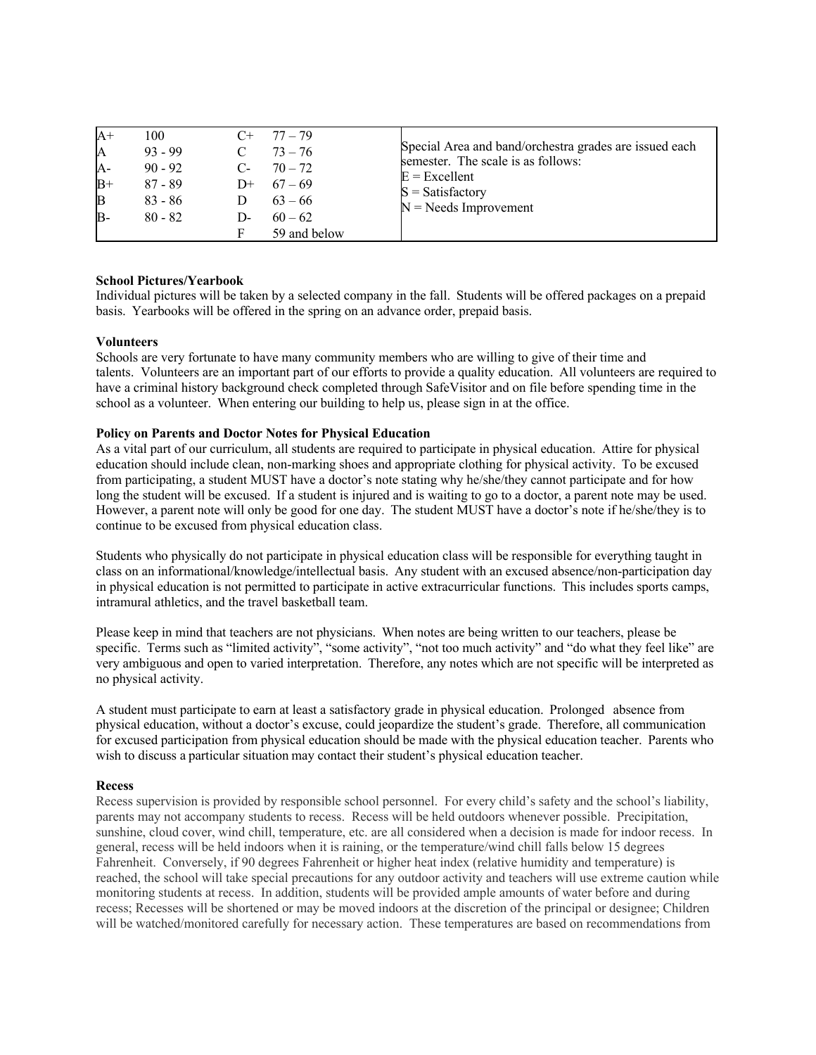| | | | | |
|---|---|---|---|---|
| A+ | 100 | C+ | 77 – 79 | Special Area and band/orchestra grades are issued each semester. The scale is as follows:<br>E = Excellent<br>S = Satisfactory<br>N = Needs Improvement |
| A | 93 - 99 | C | 73 – 76 | |
| A- | 90 - 92 | C- | 70 – 72 | |
| B+ | 87 - 89 | D+ | 67 – 69 | |
| B | 83 - 86 | D | 63 – 66 | |
| B- | 80 - 82 | D- | 60 – 62 | |
| | | F | 59 and below | |

**School Pictures/Yearbook**

Individual pictures will be taken by a selected company in the fall. Students will be offered packages on a prepaid basis. Yearbooks will be offered in the spring on an advance order, prepaid basis.

**Volunteers**

Schools are very fortunate to have many community members who are willing to give of their time and talents. Volunteers are an important part of our efforts to provide a quality education. All volunteers are required to have a criminal history background check completed through SafeVisitor and on file before spending time in the school as a volunteer. When entering our building to help us, please sign in at the office.

**Policy on Parents and Doctor Notes for Physical Education**

As a vital part of our curriculum, all students are required to participate in physical education. Attire for physical education should include clean, non-marking shoes and appropriate clothing for physical activity. To be excused from participating, a student MUST have a doctor's note stating why he/she/they cannot participate and for how long the student will be excused. If a student is injured and is waiting to go to a doctor, a parent note may be used. However, a parent note will only be good for one day. The student MUST have a doctor's note if he/she/they is to continue to be excused from physical education class.

Students who physically do not participate in physical education class will be responsible for everything taught in class on an informational/knowledge/intellectual basis. Any student with an excused absence/non-participation day in physical education is not permitted to participate in active extracurricular functions. This includes sports camps, intramural athletics, and the travel basketball team.

Please keep in mind that teachers are not physicians. When notes are being written to our teachers, please be specific. Terms such as "limited activity", "some activity", "not too much activity" and "do what they feel like" are very ambiguous and open to varied interpretation. Therefore, any notes which are not specific will be interpreted as no physical activity.

A student must participate to earn at least a satisfactory grade in physical education. Prolonged absence from physical education, without a doctor's excuse, could jeopardize the student's grade. Therefore, all communication for excused participation from physical education should be made with the physical education teacher. Parents who wish to discuss a particular situation may contact their student's physical education teacher.

**Recess**

Recess supervision is provided by responsible school personnel. For every child's safety and the school's liability, parents may not accompany students to recess. Recess will be held outdoors whenever possible. Precipitation, sunshine, cloud cover, wind chill, temperature, etc. are all considered when a decision is made for indoor recess. In general, recess will be held indoors when it is raining, or the temperature/wind chill falls below 15 degrees Fahrenheit. Conversely, if 90 degrees Fahrenheit or higher heat index (relative humidity and temperature) is reached, the school will take special precautions for any outdoor activity and teachers will use extreme caution while monitoring students at recess. In addition, students will be provided ample amounts of water before and during recess; Recesses will be shortened or may be moved indoors at the discretion of the principal or designee; Children will be watched/monitored carefully for necessary action. These temperatures are based on recommendations from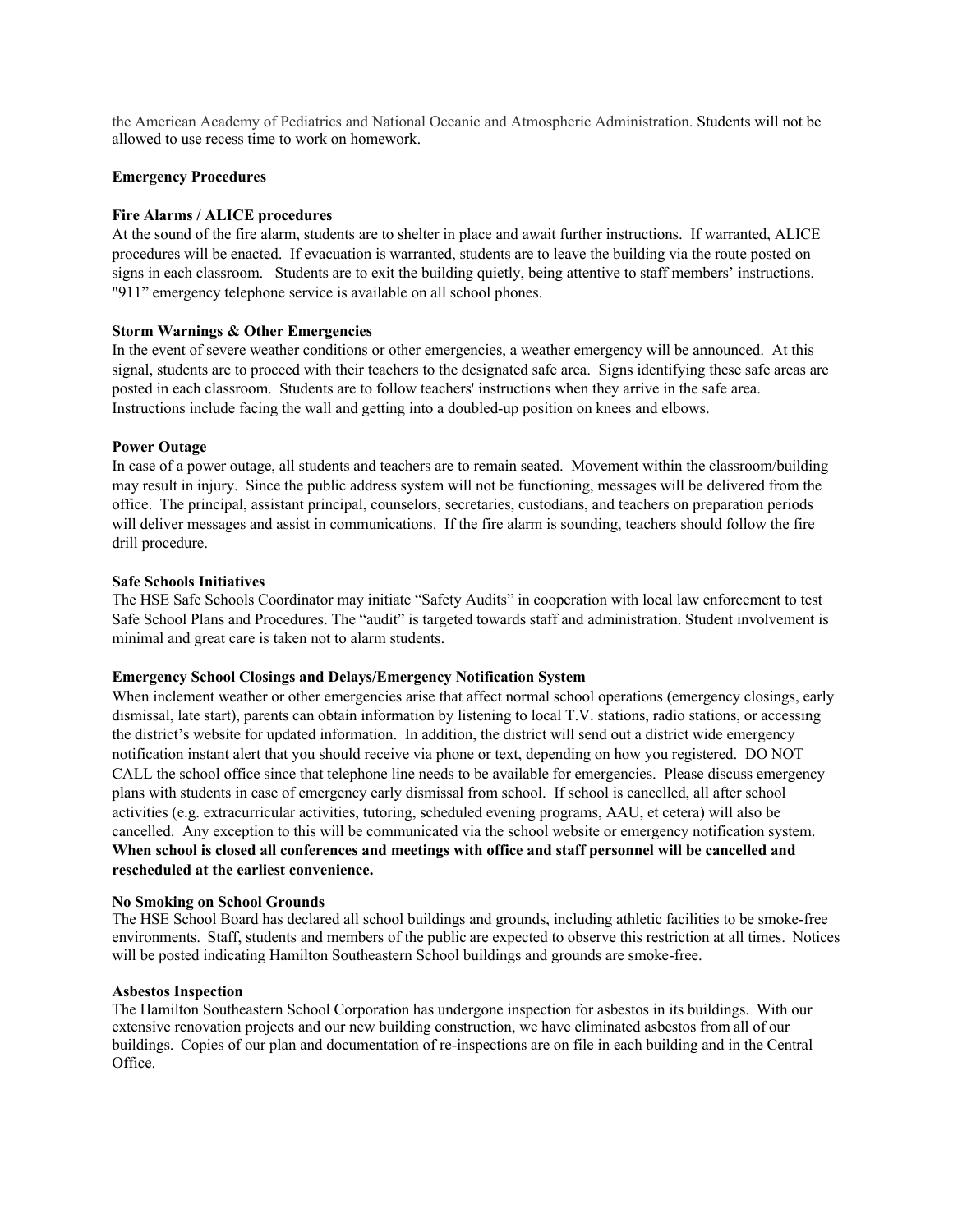the American Academy of Pediatrics and National Oceanic and Atmospheric Administration. Students will not be allowed to use recess time to work on homework.

**Emergency Procedures**

**Fire Alarms / ALICE procedures**

At the sound of the fire alarm, students are to shelter in place and await further instructions. If warranted, ALICE procedures will be enacted. If evacuation is warranted, students are to leave the building via the route posted on signs in each classroom. Students are to exit the building quietly, being attentive to staff members' instructions. "911" emergency telephone service is available on all school phones.

**Storm Warnings & Other Emergencies**

In the event of severe weather conditions or other emergencies, a weather emergency will be announced. At this signal, students are to proceed with their teachers to the designated safe area. Signs identifying these safe areas are posted in each classroom. Students are to follow teachers' instructions when they arrive in the safe area. Instructions include facing the wall and getting into a doubled-up position on knees and elbows.

**Power Outage**

In case of a power outage, all students and teachers are to remain seated. Movement within the classroom/building may result in injury. Since the public address system will not be functioning, messages will be delivered from the office. The principal, assistant principal, counselors, secretaries, custodians, and teachers on preparation periods will deliver messages and assist in communications. If the fire alarm is sounding, teachers should follow the fire drill procedure.

**Safe Schools Initiatives**

The HSE Safe Schools Coordinator may initiate "Safety Audits" in cooperation with local law enforcement to test Safe School Plans and Procedures. The "audit" is targeted towards staff and administration. Student involvement is minimal and great care is taken not to alarm students.

**Emergency School Closings and Delays/Emergency Notification System**

When inclement weather or other emergencies arise that affect normal school operations (emergency closings, early dismissal, late start), parents can obtain information by listening to local T.V. stations, radio stations, or accessing the district's website for updated information. In addition, the district will send out a district wide emergency notification instant alert that you should receive via phone or text, depending on how you registered. DO NOT CALL the school office since that telephone line needs to be available for emergencies. Please discuss emergency plans with students in case of emergency early dismissal from school. If school is cancelled, all after school activities (e.g. extracurricular activities, tutoring, scheduled evening programs, AAU, et cetera) will also be cancelled. Any exception to this will be communicated via the school website or emergency notification system. **When school is closed all conferences and meetings with office and staff personnel will be cancelled and rescheduled at the earliest convenience.**

**No Smoking on School Grounds**

The HSE School Board has declared all school buildings and grounds, including athletic facilities to be smoke-free environments. Staff, students and members of the public are expected to observe this restriction at all times. Notices will be posted indicating Hamilton Southeastern School buildings and grounds are smoke-free.

**Asbestos Inspection**

The Hamilton Southeastern School Corporation has undergone inspection for asbestos in its buildings. With our extensive renovation projects and our new building construction, we have eliminated asbestos from all of our buildings. Copies of our plan and documentation of re-inspections are on file in each building and in the Central Office.